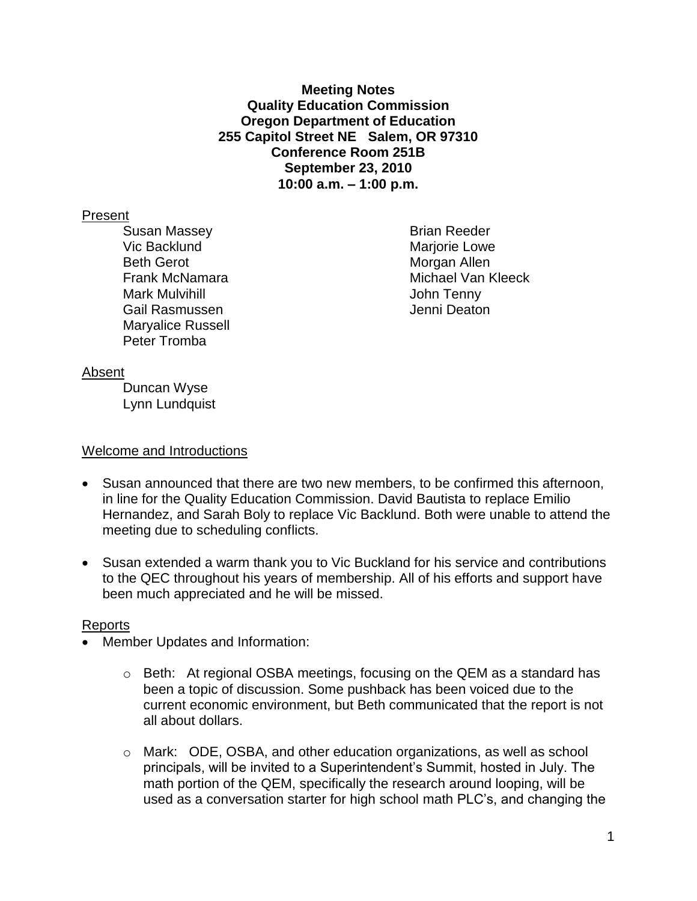**Meeting Notes**
**Quality Education Commission**
**Oregon Department of Education**
**255 Capitol Street NE Salem, OR 97310**
**Conference Room 251B**
**September 23, 2010**
**10:00 a.m. – 1:00 p.m.**

Present

Susan Massey
Vic Backlund
Beth Gerot
Frank McNamara
Mark Mulvihill
Gail Rasmussen
Maryalice Russell
Peter Tromba
Brian Reeder
Marjorie Lowe
Morgan Allen
Michael Van Kleeck
John Tenny
Jenni Deaton

Absent

Duncan Wyse
Lynn Lundquist

Welcome and Introductions

- Susan announced that there are two new members, to be confirmed this afternoon, in line for the Quality Education Commission. David Bautista to replace Emilio Hernandez, and Sarah Boly to replace Vic Backlund. Both were unable to attend the meeting due to scheduling conflicts.
- Susan extended a warm thank you to Vic Buckland for his service and contributions to the QEC throughout his years of membership. All of his efforts and support have been much appreciated and he will be missed.

Reports

- Member Updates and Information:
  - Beth: At regional OSBA meetings, focusing on the QEM as a standard has been a topic of discussion. Some pushback has been voiced due to the current economic environment, but Beth communicated that the report is not all about dollars.
  - Mark: ODE, OSBA, and other education organizations, as well as school principals, will be invited to a Superintendent's Summit, hosted in July. The math portion of the QEM, specifically the research around looping, will be used as a conversation starter for high school math PLC's, and changing the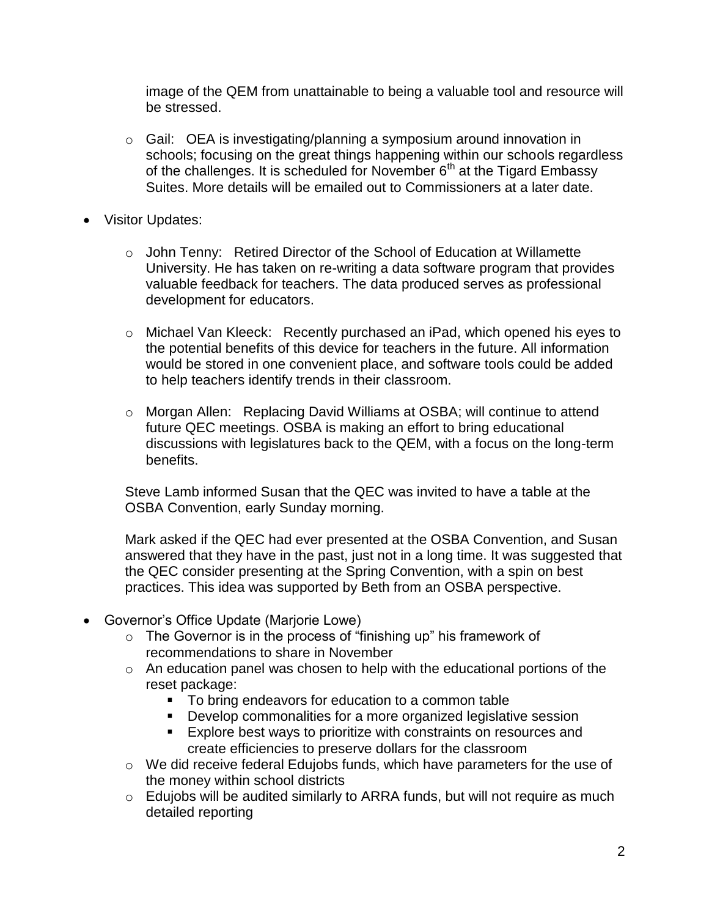image of the QEM from unattainable to being a valuable tool and resource will be stressed.

    - Gail: OEA is investigating/planning a symposium around innovation in schools; focusing on the great things happening within our schools regardless of the challenges. It is scheduled for November 6th at the Tigard Embassy Suites. More details will be emailed out to Commissioners at a later date.

- Visitor Updates:

    - John Tenny: Retired Director of the School of Education at Willamette University. He has taken on re-writing a data software program that provides valuable feedback for teachers. The data produced serves as professional development for educators.

    - Michael Van Kleeck: Recently purchased an iPad, which opened his eyes to the potential benefits of this device for teachers in the future. All information would be stored in one convenient place, and software tools could be added to help teachers identify trends in their classroom.

    - Morgan Allen: Replacing David Williams at OSBA; will continue to attend future QEC meetings. OSBA is making an effort to bring educational discussions with legislatures back to the QEM, with a focus on the long-term benefits.

    Steve Lamb informed Susan that the QEC was invited to have a table at the OSBA Convention, early Sunday morning.

    Mark asked if the QEC had ever presented at the OSBA Convention, and Susan answered that they have in the past, just not in a long time. It was suggested that the QEC consider presenting at the Spring Convention, with a spin on best practices. This idea was supported by Beth from an OSBA perspective.

- Governor's Office Update (Marjorie Lowe)
    - The Governor is in the process of "finishing up" his framework of recommendations to share in November
    - An education panel was chosen to help with the educational portions of the reset package:
        - To bring endeavors for education to a common table
        - Develop commonalities for a more organized legislative session
        - Explore best ways to prioritize with constraints on resources and create efficiencies to preserve dollars for the classroom
    - We did receive federal Edujobs funds, which have parameters for the use of the money within school districts
    - Edujobs will be audited similarly to ARRA funds, but will not require as much detailed reporting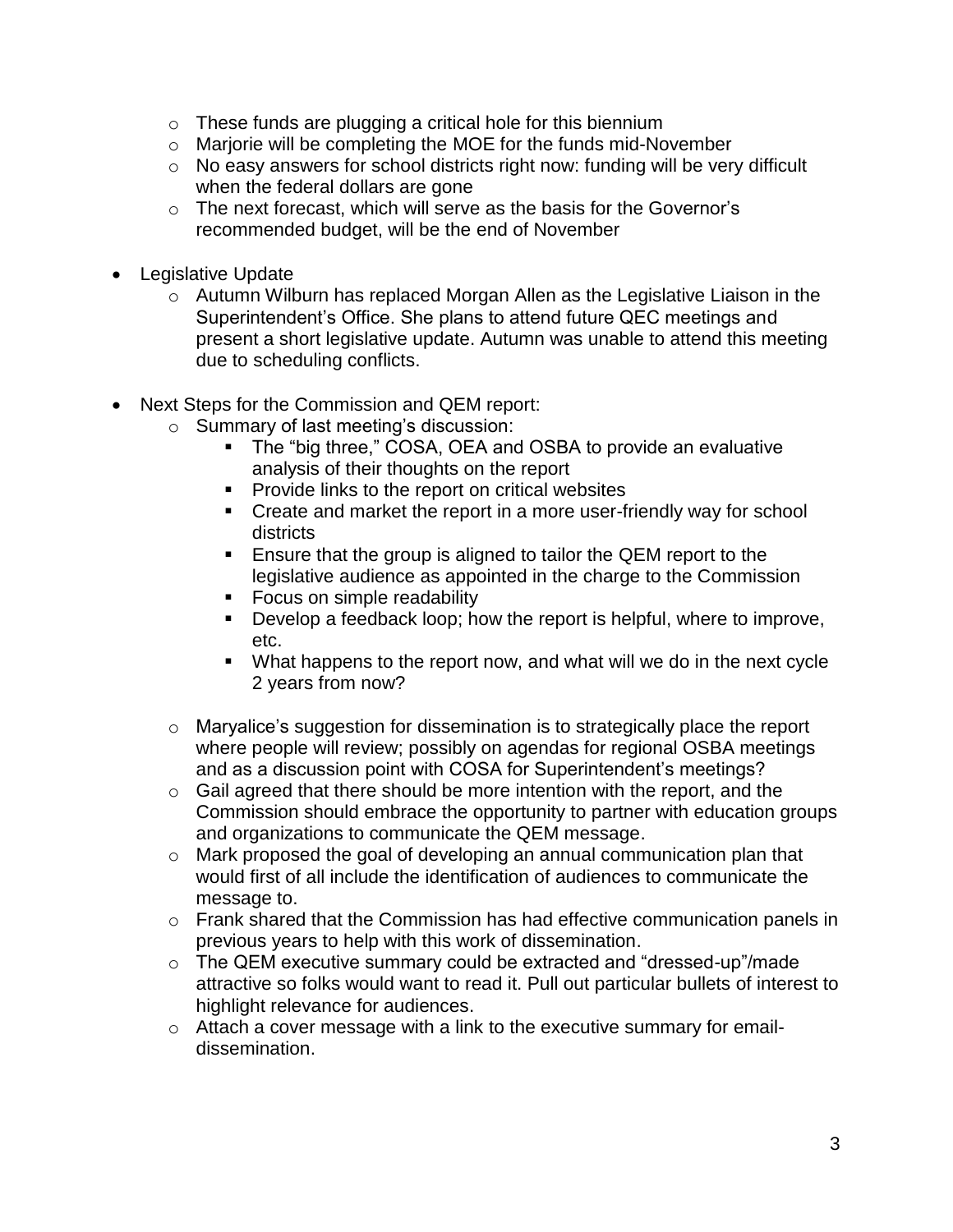- These funds are plugging a critical hole for this biennium
    - Marjorie will be completing the MOE for the funds mid-November
    - No easy answers for school districts right now: funding will be very difficult when the federal dollars are gone
    - The next forecast, which will serve as the basis for the Governor's recommended budget, will be the end of November

- Legislative Update
    - Autumn Wilburn has replaced Morgan Allen as the Legislative Liaison in the Superintendent's Office. She plans to attend future QEC meetings and present a short legislative update. Autumn was unable to attend this meeting due to scheduling conflicts.

- Next Steps for the Commission and QEM report:
    - Summary of last meeting's discussion:
        - The "big three," COSA, OEA and OSBA to provide an evaluative analysis of their thoughts on the report
        - Provide links to the report on critical websites
        - Create and market the report in a more user-friendly way for school districts
        - Ensure that the group is aligned to tailor the QEM report to the legislative audience as appointed in the charge to the Commission
        - Focus on simple readability
        - Develop a feedback loop; how the report is helpful, where to improve, etc.
        - What happens to the report now, and what will we do in the next cycle 2 years from now?
    - Maryalice's suggestion for dissemination is to strategically place the report where people will review; possibly on agendas for regional OSBA meetings and as a discussion point with COSA for Superintendent's meetings?
    - Gail agreed that there should be more intention with the report, and the Commission should embrace the opportunity to partner with education groups and organizations to communicate the QEM message.
    - Mark proposed the goal of developing an annual communication plan that would first of all include the identification of audiences to communicate the message to.
    - Frank shared that the Commission has had effective communication panels in previous years to help with this work of dissemination.
    - The QEM executive summary could be extracted and "dressed-up"/made attractive so folks would want to read it. Pull out particular bullets of interest to highlight relevance for audiences.
    - Attach a cover message with a link to the executive summary for email-dissemination.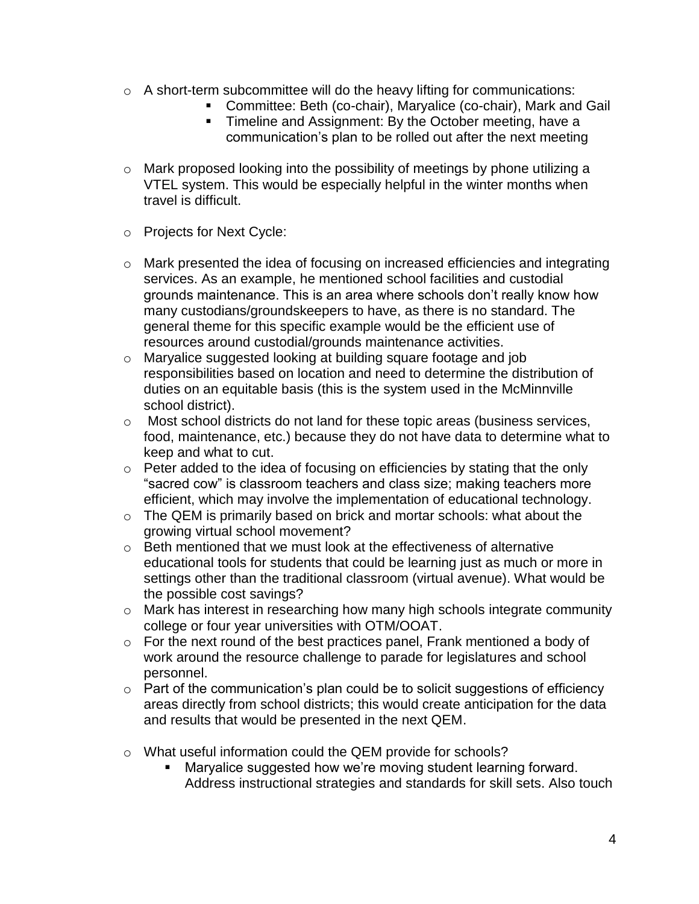- A short-term subcommittee will do the heavy lifting for communications:
    - Committee: Beth (co-chair), Maryalice (co-chair), Mark and Gail
    - Timeline and Assignment: By the October meeting, have a communication's plan to be rolled out after the next meeting

- Mark proposed looking into the possibility of meetings by phone utilizing a VTEL system. This would be especially helpful in the winter months when travel is difficult.

- Projects for Next Cycle:

- Mark presented the idea of focusing on increased efficiencies and integrating services. As an example, he mentioned school facilities and custodial grounds maintenance. This is an area where schools don't really know how many custodians/groundskeepers to have, as there is no standard. The general theme for this specific example would be the efficient use of resources around custodial/grounds maintenance activities.
- Maryalice suggested looking at building square footage and job responsibilities based on location and need to determine the distribution of duties on an equitable basis (this is the system used in the McMinnville school district).
- Most school districts do not land for these topic areas (business services, food, maintenance, etc.) because they do not have data to determine what to keep and what to cut.
- Peter added to the idea of focusing on efficiencies by stating that the only "sacred cow" is classroom teachers and class size; making teachers more efficient, which may involve the implementation of educational technology.
- The QEM is primarily based on brick and mortar schools: what about the growing virtual school movement?
- Beth mentioned that we must look at the effectiveness of alternative educational tools for students that could be learning just as much or more in settings other than the traditional classroom (virtual avenue). What would be the possible cost savings?
- Mark has interest in researching how many high schools integrate community college or four year universities with OTM/OOAT.
- For the next round of the best practices panel, Frank mentioned a body of work around the resource challenge to parade for legislatures and school personnel.
- Part of the communication's plan could be to solicit suggestions of efficiency areas directly from school districts; this would create anticipation for the data and results that would be presented in the next QEM.

- What useful information could the QEM provide for schools?
    - Maryalice suggested how we're moving student learning forward. Address instructional strategies and standards for skill sets. Also touch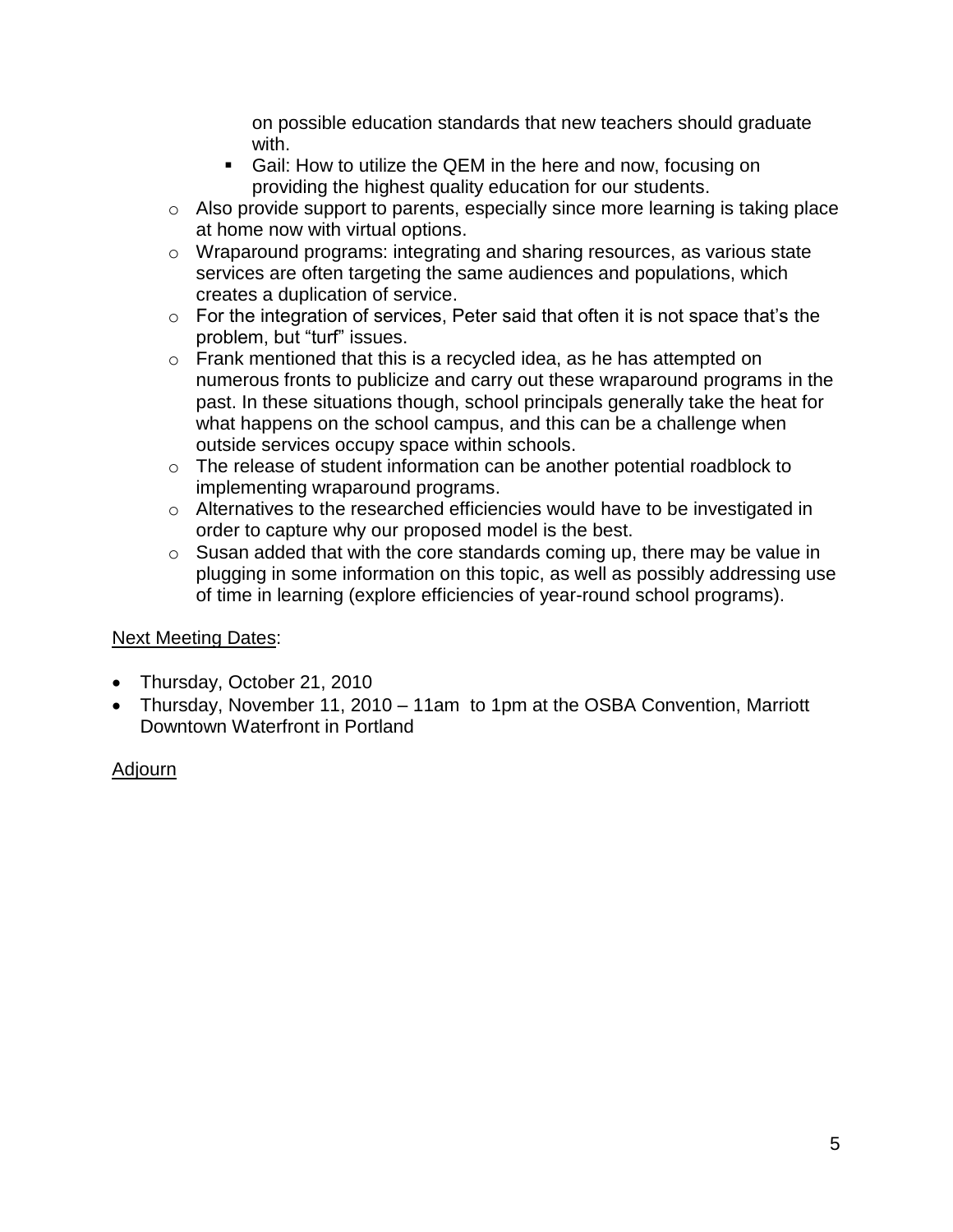on possible education standards that new teachers should graduate with.
    - Gail: How to utilize the QEM in the here and now, focusing on providing the highest quality education for our students.
  - Also provide support to parents, especially since more learning is taking place at home now with virtual options.
  - Wraparound programs: integrating and sharing resources, as various state services are often targeting the same audiences and populations, which creates a duplication of service.
  - For the integration of services, Peter said that often it is not space that's the problem, but "turf" issues.
  - Frank mentioned that this is a recycled idea, as he has attempted on numerous fronts to publicize and carry out these wraparound programs in the past. In these situations though, school principals generally take the heat for what happens on the school campus, and this can be a challenge when outside services occupy space within schools.
  - The release of student information can be another potential roadblock to implementing wraparound programs.
  - Alternatives to the researched efficiencies would have to be investigated in order to capture why our proposed model is the best.
  - Susan added that with the core standards coming up, there may be value in plugging in some information on this topic, as well as possibly addressing use of time in learning (explore efficiencies of year-round school programs).

<u>Next Meeting Dates</u>:

- Thursday, October 21, 2010
- Thursday, November 11, 2010 – 11am to 1pm at the OSBA Convention, Marriott Downtown Waterfront in Portland

<u>Adjourn</u>